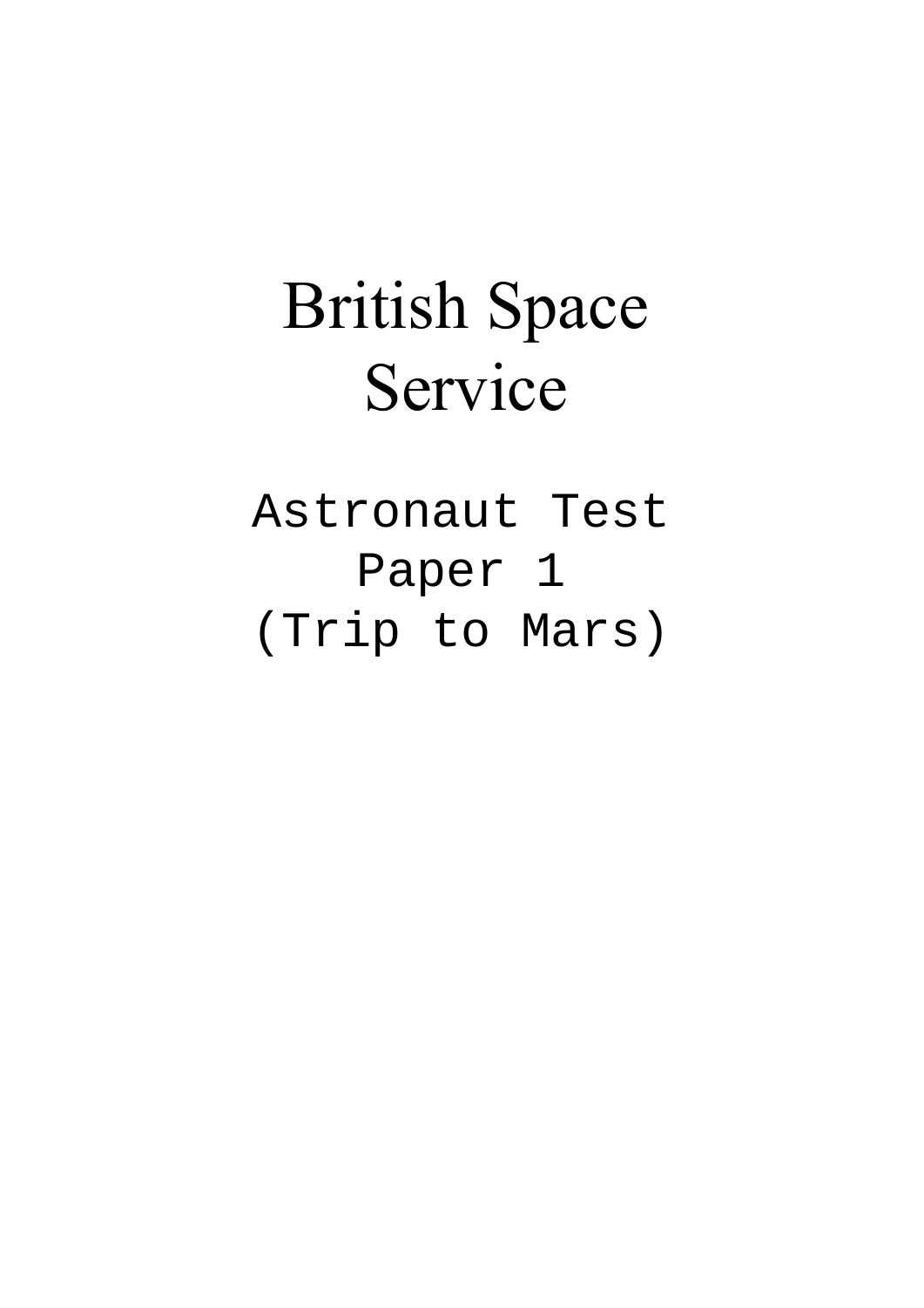# British Space Service

Astronaut Test
Paper 1
(Trip to Mars)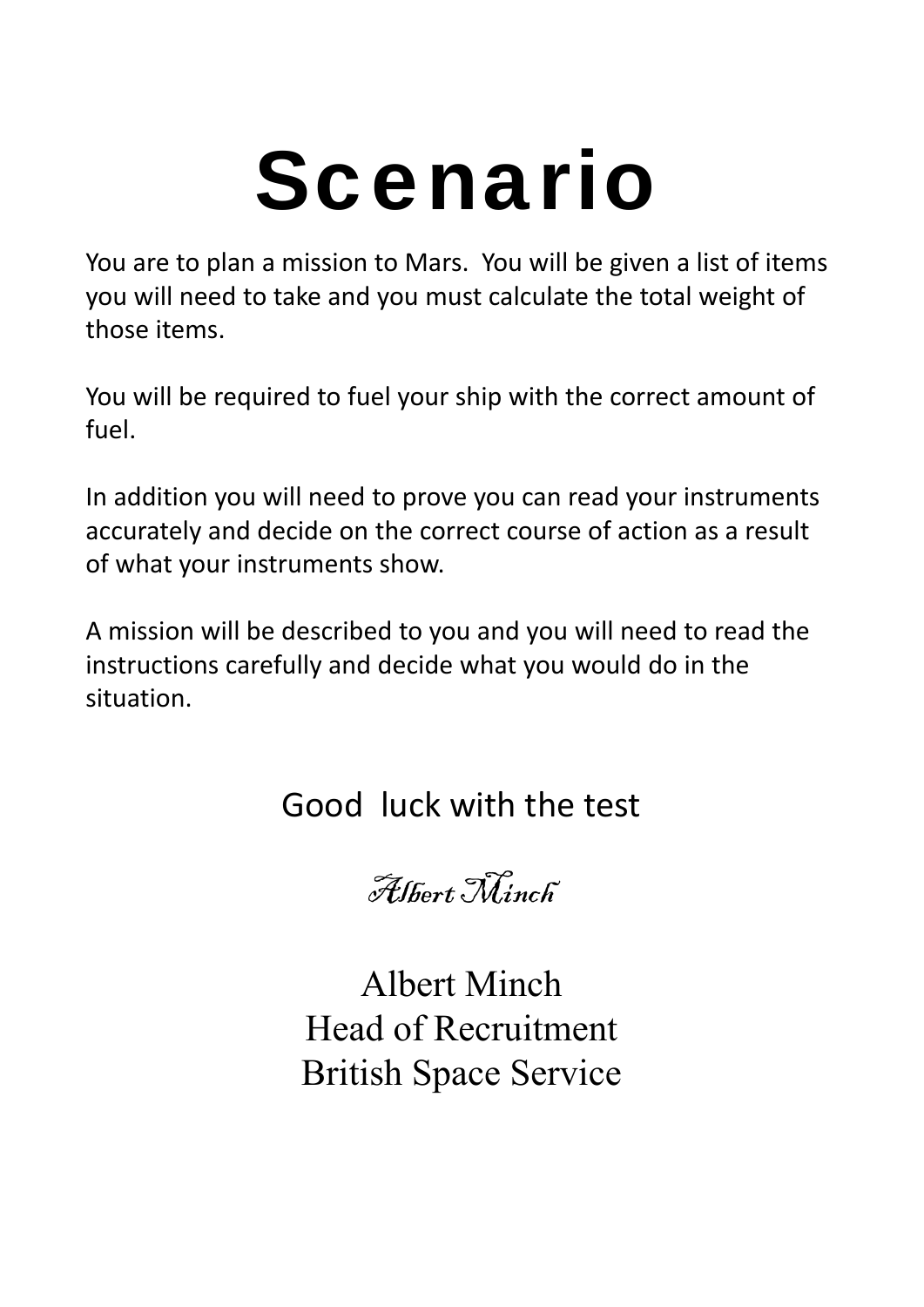# Scenario

You are to plan a mission to Mars. You will be given a list of items you will need to take and you must calculate the total weight of those items.

You will be required to fuel your ship with the correct amount of fuel.

In addition you will need to prove you can read your instruments accurately and decide on the correct course of action as a result of what your instruments show.

A mission will be described to you and you will need to read the instructions carefully and decide what you would do in the situation.

Good luck with the test

*Albert Minch*

Albert Minch
Head of Recruitment
British Space Service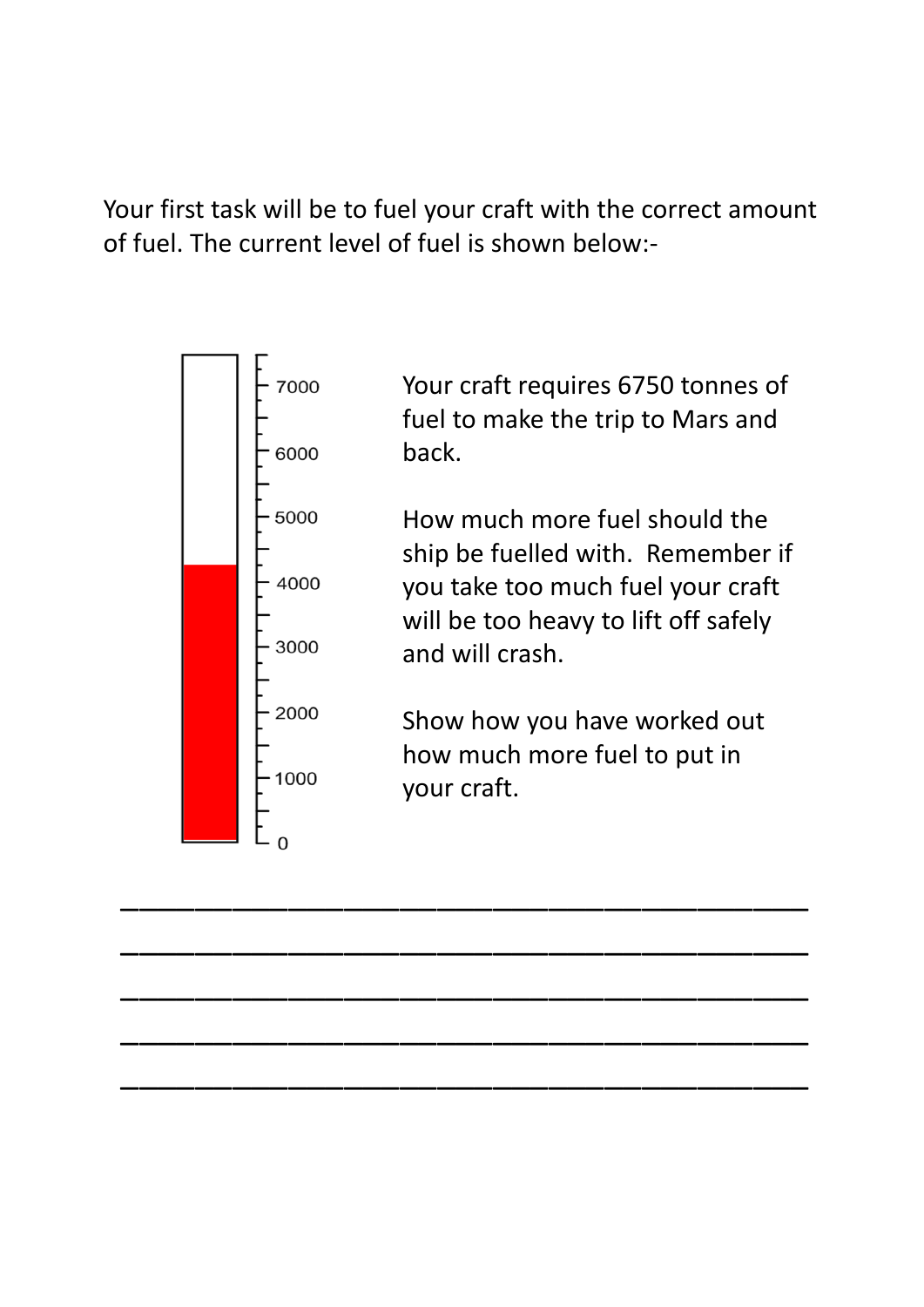Your first task will be to fuel your craft with the correct amount of fuel. The current level of fuel is shown below:-

7000

6000

5000

4000

3000

2000

1000

0

Your craft requires 6750 tonnes of fuel to make the trip to Mars and back.

How much more fuel should the ship be fuelled with. Remember if you take too much fuel your craft will be too heavy to lift off safely and will crash.

Show how you have worked out how much more fuel to put in your craft.

___________________________________________

___________________________________________

___________________________________________

___________________________________________

___________________________________________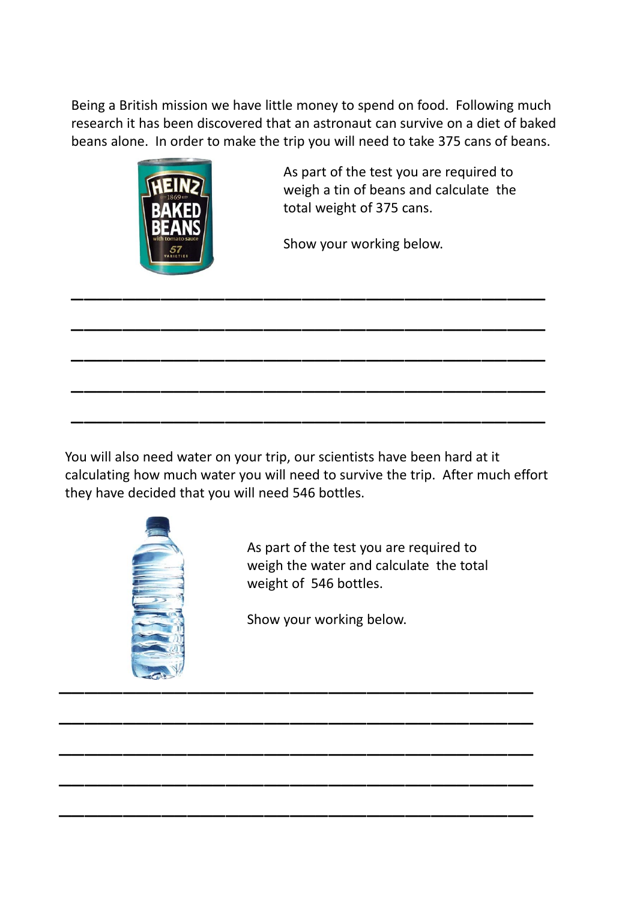Being a British mission we have little money to spend on food. Following much research it has been discovered that an astronaut can survive on a diet of baked beans alone. In order to make the trip you will need to take 375 cans of beans.

As part of the test you are required to weigh a tin of beans and calculate the total weight of 375 cans.

Show your working below.

_______________________________________________

_______________________________________________

_______________________________________________

_______________________________________________

_______________________________________________

You will also need water on your trip, our scientists have been hard at it calculating how much water you will need to survive the trip. After much effort they have decided that you will need 546 bottles.

As part of the test you are required to weigh the water and calculate the total weight of 546 bottles.

Show your working below.

_______________________________________________

_______________________________________________

_______________________________________________

_______________________________________________

_______________________________________________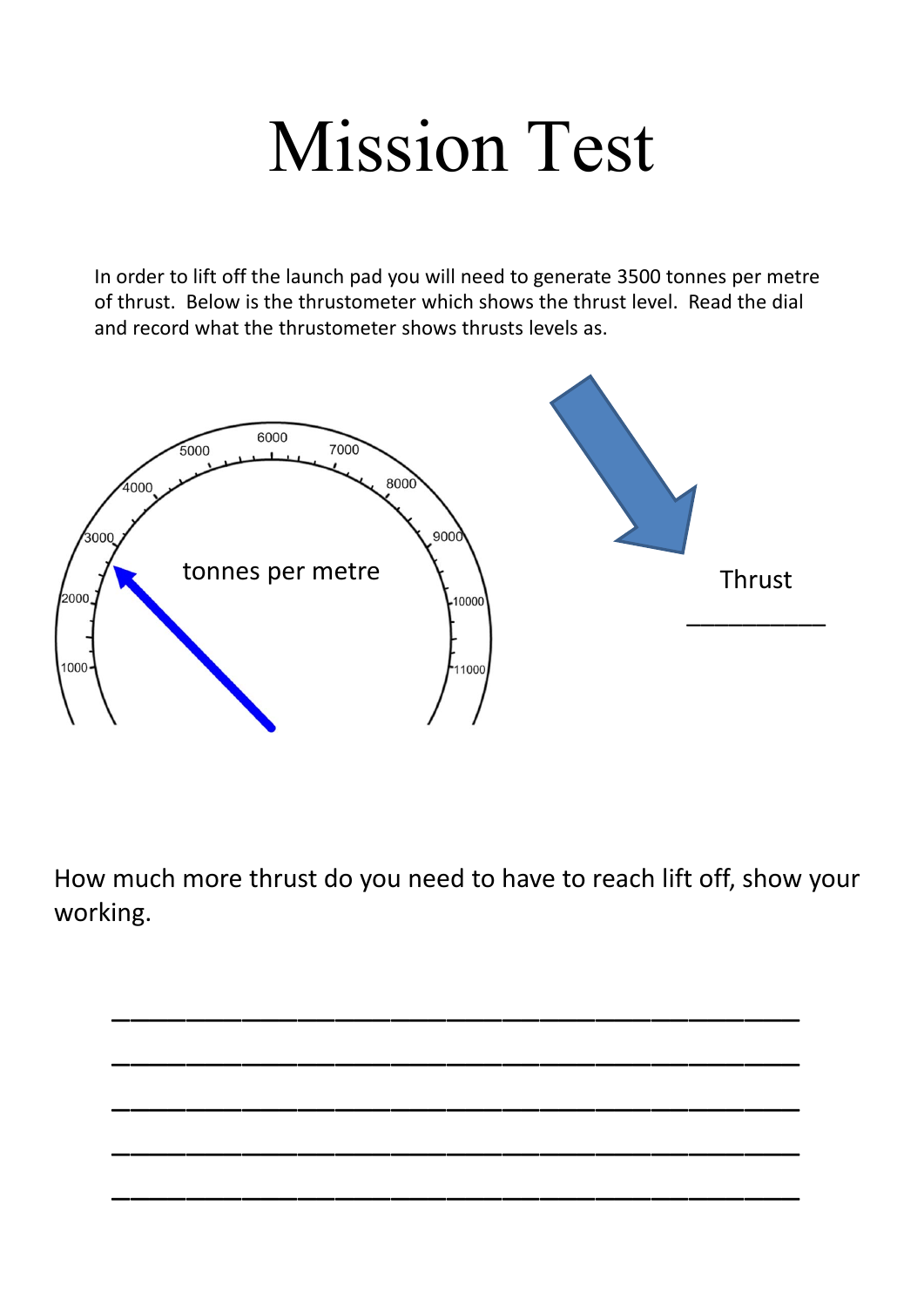# Mission Test

In order to lift off the launch pad you will need to generate 3500 tonnes per metre of thrust. Below is the thrustometer which shows the thrust level. Read the dial and record what the thrustometer shows thrusts levels as.

tonnes per metre

1000 2000 3000 4000 5000 6000 7000 8000 9000 10000 11000

Thrust

__________

How much more thrust do you need to have to reach lift off, show your working.

________________________________________

________________________________________

________________________________________

________________________________________

________________________________________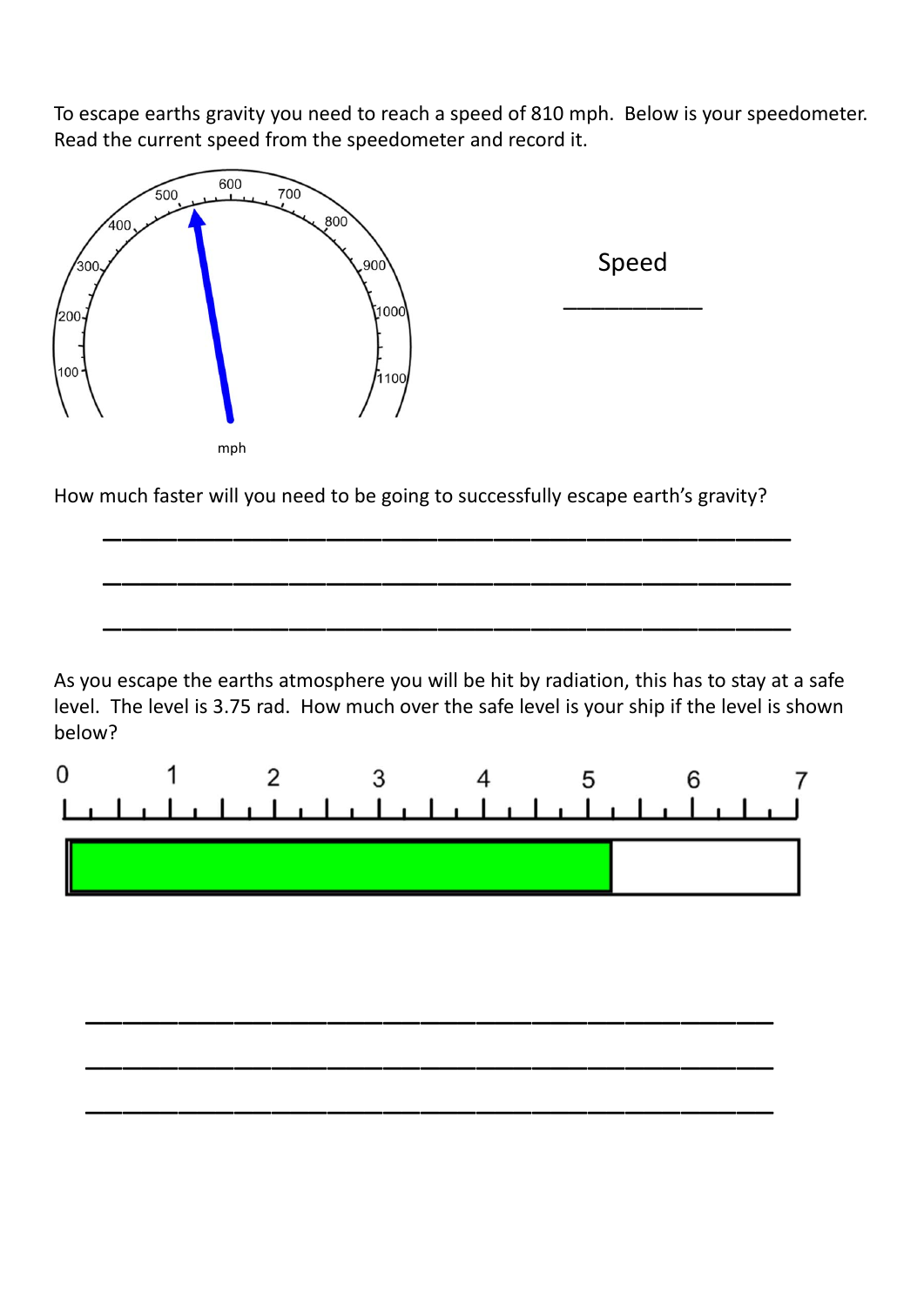To escape earths gravity you need to reach a speed of 810 mph. Below is your speedometer. Read the current speed from the speedometer and record it.

Speed

___________

How much faster will you need to be going to successfully escape earth's gravity?

___________________________________________________

___________________________________________________

___________________________________________________

As you escape the earths atmosphere you will be hit by radiation, this has to stay at a safe level. The level is 3.75 rad. How much over the safe level is your ship if the level is shown below?

___________________________________________________

___________________________________________________

___________________________________________________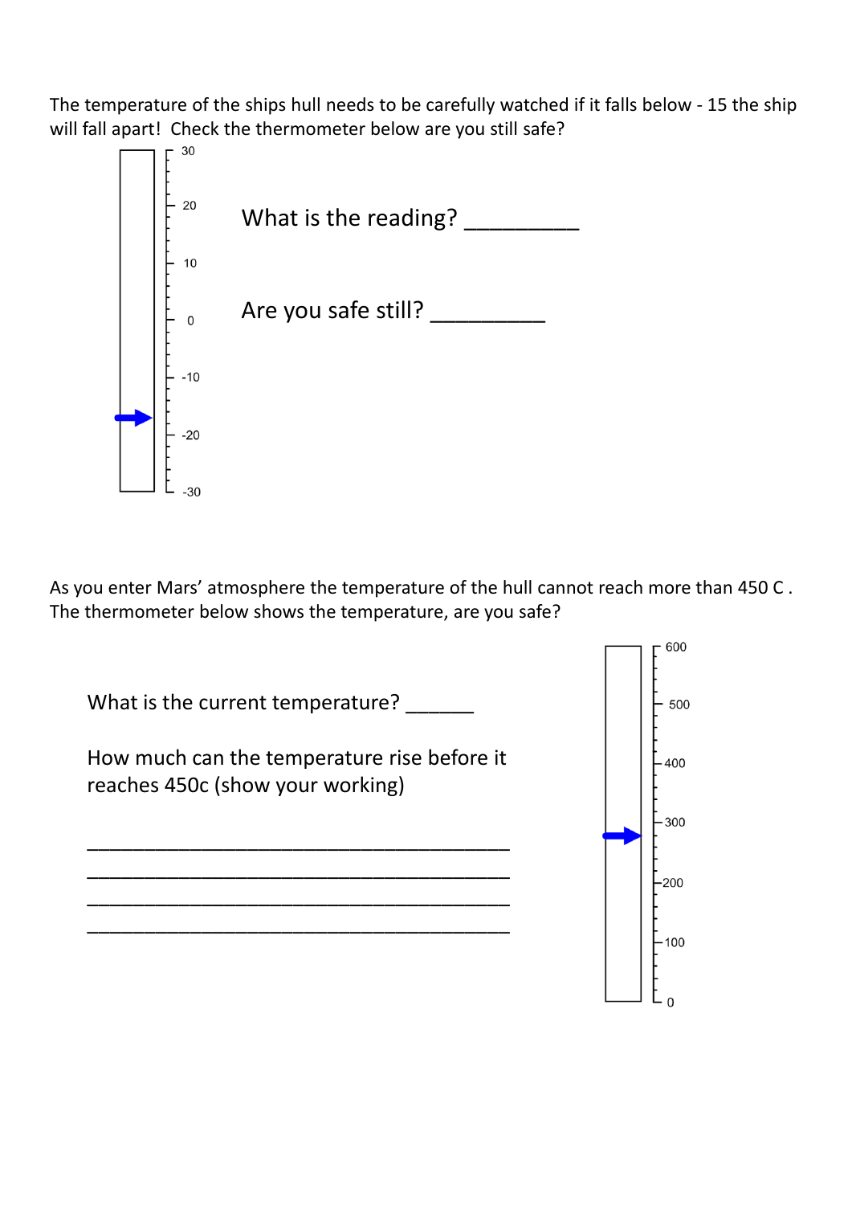The temperature of the ships hull needs to be carefully watched if it falls below - 15 the ship will fall apart! Check the thermometer below are you still safe?

What is the reading? _________

Are you safe still? _________

As you enter Mars' atmosphere the temperature of the hull cannot reach more than 450 C . The thermometer below shows the temperature, are you safe?

What is the current temperature? ______

How much can the temperature rise before it reaches 450c (show your working)

________________________________________
________________________________________
________________________________________
________________________________________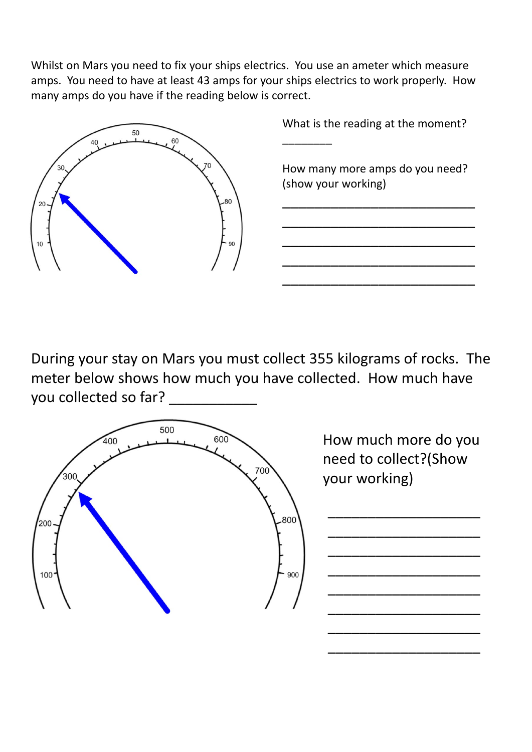Whilst on Mars you need to fix your ships electrics. You use an ameter which measure amps. You need to have at least 43 amps for your ships electrics to work properly. How many amps do you have if the reading below is correct.

50
40
60
30
70
20
80
10
90

What is the reading at the moment? ________

How many more amps do you need? (show your working)

______________________________

______________________________

______________________________

______________________________

______________________________

During your stay on Mars you must collect 355 kilograms of rocks. The meter below shows how much you have collected. How much have you collected so far? ___________

500
400
600
300
700
200
800
100
900

How much more do you need to collect?(Show your working)

______________________

______________________

______________________

______________________

______________________

______________________

______________________

______________________